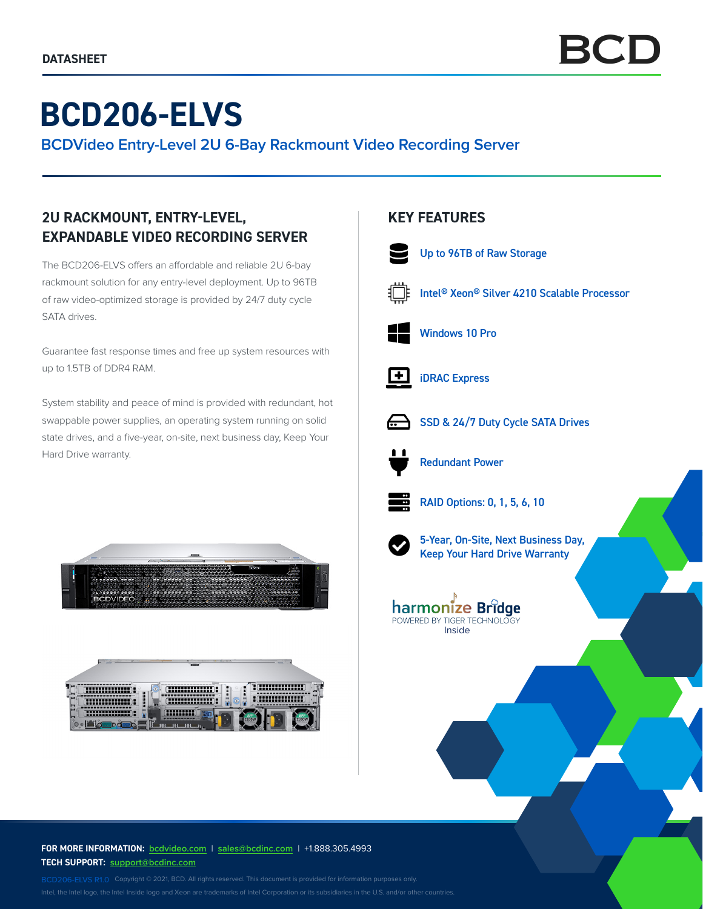DATASHEET

BCD

# BCD206-ELVS

BCDVideo Entry-Level 2U 6-Bay Rackmount Video Recording Server

## 2U RACKMOUNT, ENTRY-LEVEL, EXPANDABLE VIDEO RECORDING SERVER

The BCD206-ELVS offers an affordable and reliable 2U 6-bay rackmount solution for any entry-level deployment. Up to 96TB of raw video-optimized storage is provided by 24/7 duty cycle SATA drives.

Guarantee fast response times and free up system resources with up to 1.5TB of DDR4 RAM.

System stability and peace of mind is provided with redundant, hot swappable power supplies, an operating system running on solid state drives, and a five-year, on-site, next business day, Keep Your Hard Drive warranty.

## KEY FEATURES

- Up to 96TB of Raw Storage
- Intel® Xeon® Silver 4210 Scalable Processor
- Windows 10 Pro
- iDRAC Express
- SSD & 24/7 Duty Cycle SATA Drives
- Redundant Power
- RAID Options: 0, 1, 5, 6, 10
- 5-Year, On-Site, Next Business Day, Keep Your Hard Drive Warranty

harmonize Bridge
POWERED BY TIGER TECHNOLOGY
Inside

**FOR MORE INFORMATION:** bcdvideo.com | sales@bcdinc.com | +1.888.305.4993
**TECH SUPPORT:** support@bcdinc.com

BCD206-ELVS R1.0 Copyright © 2021, BCD. All rights reserved. This document is provided for information purposes only.
Intel, the Intel logo, the Intel Inside logo and Xeon are trademarks of Intel Corporation or its subsidiaries in the U.S. and/or other countries.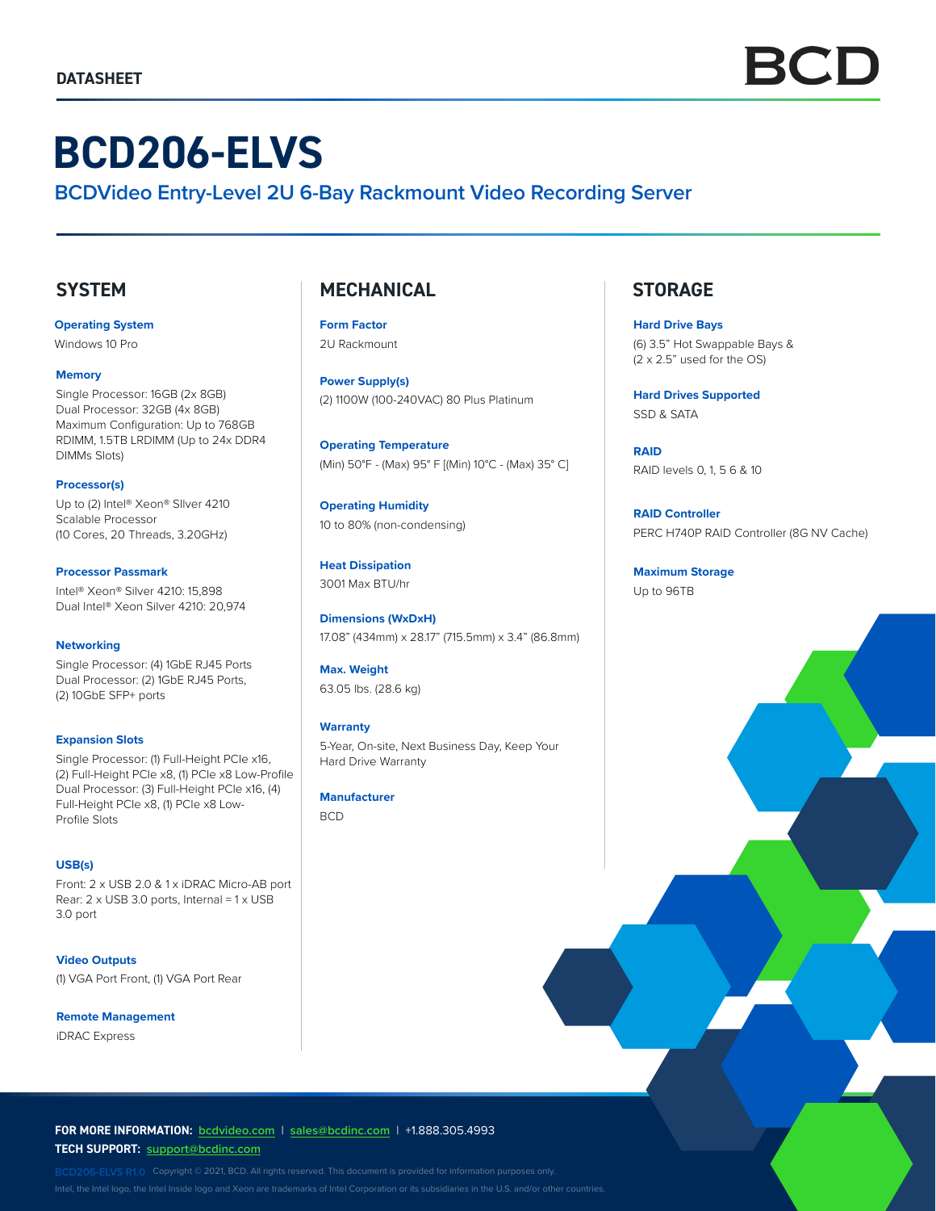DATASHEET

BCD

# BCD206-ELVS

## BCDVideo Entry-Level 2U 6-Bay Rackmount Video Recording Server

## SYSTEM

**Operating System**

Windows 10 Pro

**Memory**

Single Processor: 16GB (2x 8GB)
Dual Processor: 32GB (4x 8GB)
Maximum Configuration: Up to 768GB RDIMM, 1.5TB LRDIMM (Up to 24x DDR4 DIMMs Slots)

**Processor(s)**

Up to (2) Intel® Xeon® SIlver 4210 Scalable Processor
(10 Cores, 20 Threads, 3.20GHz)

**Processor Passmark**

Intel® Xeon® Silver 4210: 15,898
Dual Intel® Xeon Silver 4210: 20,974

**Networking**

Single Processor: (4) 1GbE RJ45 Ports
Dual Processor: (2) 1GbE RJ45 Ports, (2) 10GbE SFP+ ports

**Expansion Slots**

Single Processor: (1) Full-Height PCIe x16, (2) Full-Height PCIe x8, (1) PCIe x8 Low-Profile
Dual Processor: (3) Full-Height PCIe x16, (4) Full-Height PCIe x8, (1) PCIe x8 Low-Profile Slots

**USB(s)**

Front: 2 x USB 2.0 & 1 x iDRAC Micro-AB port
Rear: 2 x USB 3.0 ports, Internal = 1 x USB 3.0 port

**Video Outputs**

(1) VGA Port Front, (1) VGA Port Rear

**Remote Management**

iDRAC Express

## MECHANICAL

**Form Factor**

2U Rackmount

**Power Supply(s)**

(2) 1100W (100-240VAC) 80 Plus Platinum

**Operating Temperature**

(Min) 50°F - (Max) 95° F [(Min) 10°C - (Max) 35° C]

**Operating Humidity**

10 to 80% (non-condensing)

**Heat Dissipation**

3001 Max BTU/hr

**Dimensions (WxDxH)**

17.08” (434mm) x 28.17” (715.5mm) x 3.4” (86.8mm)

**Max. Weight**

63.05 lbs. (28.6 kg)

**Warranty**

5-Year, On-site, Next Business Day, Keep Your Hard Drive Warranty

**Manufacturer**

BCD

## STORAGE

**Hard Drive Bays**

(6) 3.5” Hot Swappable Bays & (2 x 2.5” used for the OS)

**Hard Drives Supported**

SSD & SATA

**RAID**

RAID levels 0, 1, 5 6 & 10

**RAID Controller**

PERC H740P RAID Controller (8G NV Cache)

**Maximum Storage**

Up to 96TB

**FOR MORE INFORMATION:** bcdvideo.com | sales@bcdinc.com | +1.888.305.4993
**TECH SUPPORT:** support@bcdinc.com

BCD206-ELVS R1.0 Copyright © 2021, BCD. All rights reserved. This document is provided for information purposes only.
Intel, the Intel logo, the Intel Inside logo and Xeon are trademarks of Intel Corporation or its subsidiaries in the U.S. and/or other countries.